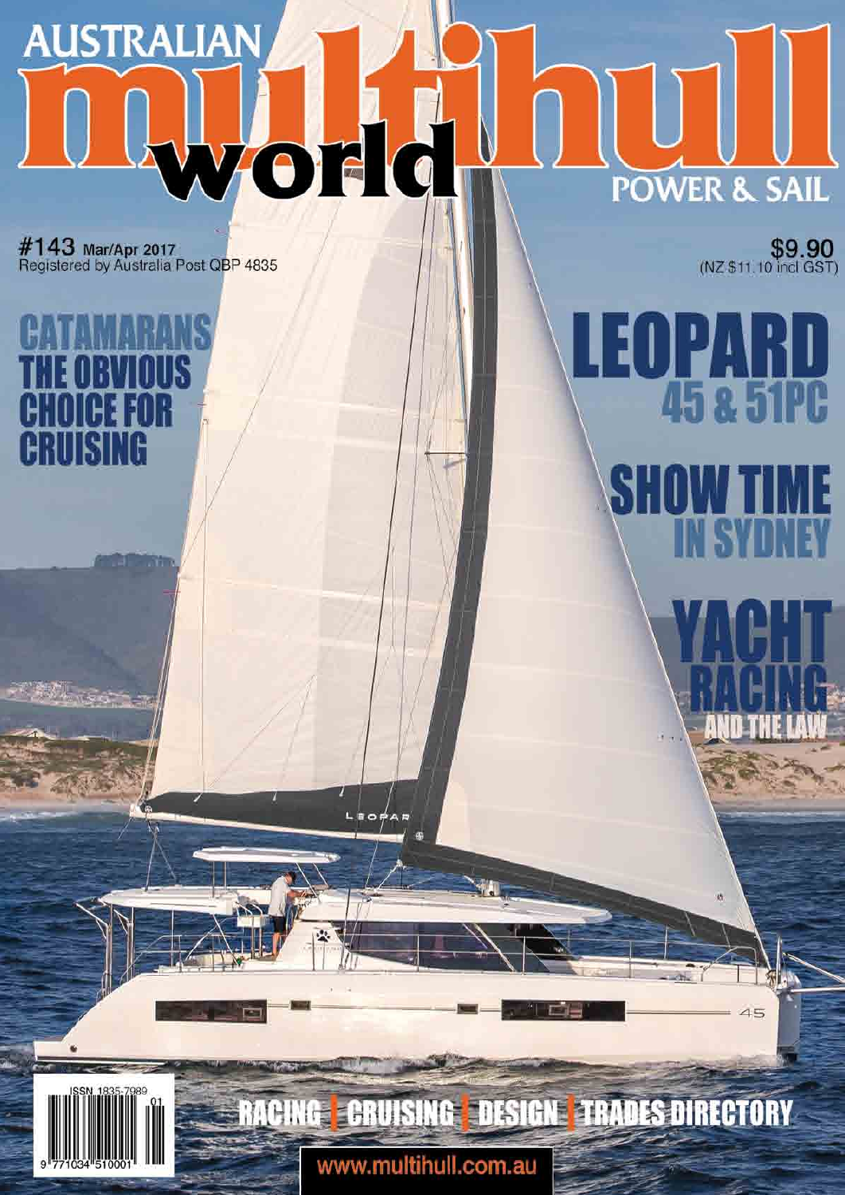# AUSTRALIAN multihull world

POWER & SAIL

#143 Mar/Apr 2017
Registered by Australia Post QBP 4835

$9.90
(NZ $11.10 incl GST)

## CATAMARANS THE OBVIOUS CHOICE FOR CRUISING

## LEOPARD 45 & 51PC

## SHOW TIME IN SYDNEY

## YACHT RACING AND THE LAW

RACING | CRUISING | DESIGN | TRADES DIRECTORY

ISSN 1835-7989

www.multihull.com.au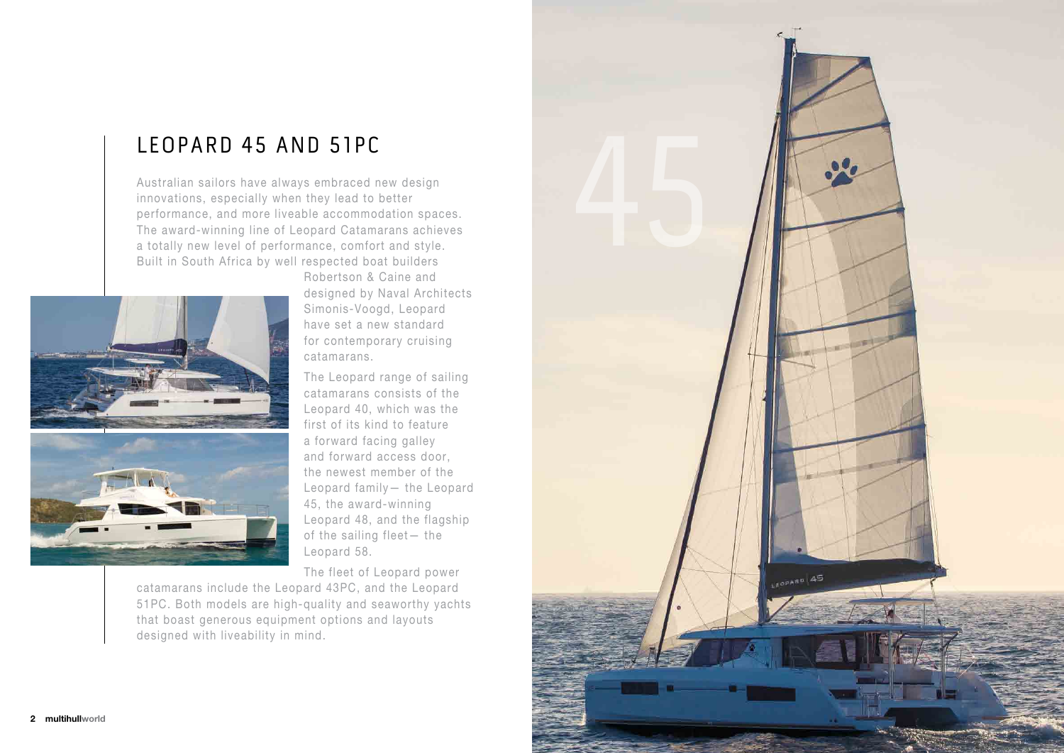# LEOPARD 45 AND 51PC

Australian sailors have always embraced new design innovations, especially when they lead to better performance, and more liveable accommodation spaces. The award-winning line of Leopard Catamarans achieves a totally new level of performance, comfort and style. Built in South Africa by well respected boat builders Robertson & Caine and designed by Naval Architects Simonis-Voogd, Leopard have set a new standard for contemporary cruising catamarans.

The Leopard range of sailing catamarans consists of the Leopard 40, which was the first of its kind to feature a forward facing galley and forward access door, the newest member of the Leopard family— the Leopard 45, the award-winning Leopard 48, and the flagship of the sailing fleet— the Leopard 58.

The fleet of Leopard power catamarans include the Leopard 43PC, and the Leopard 51PC. Both models are high-quality and seaworthy yachts that boast generous equipment options and layouts designed with liveability in mind.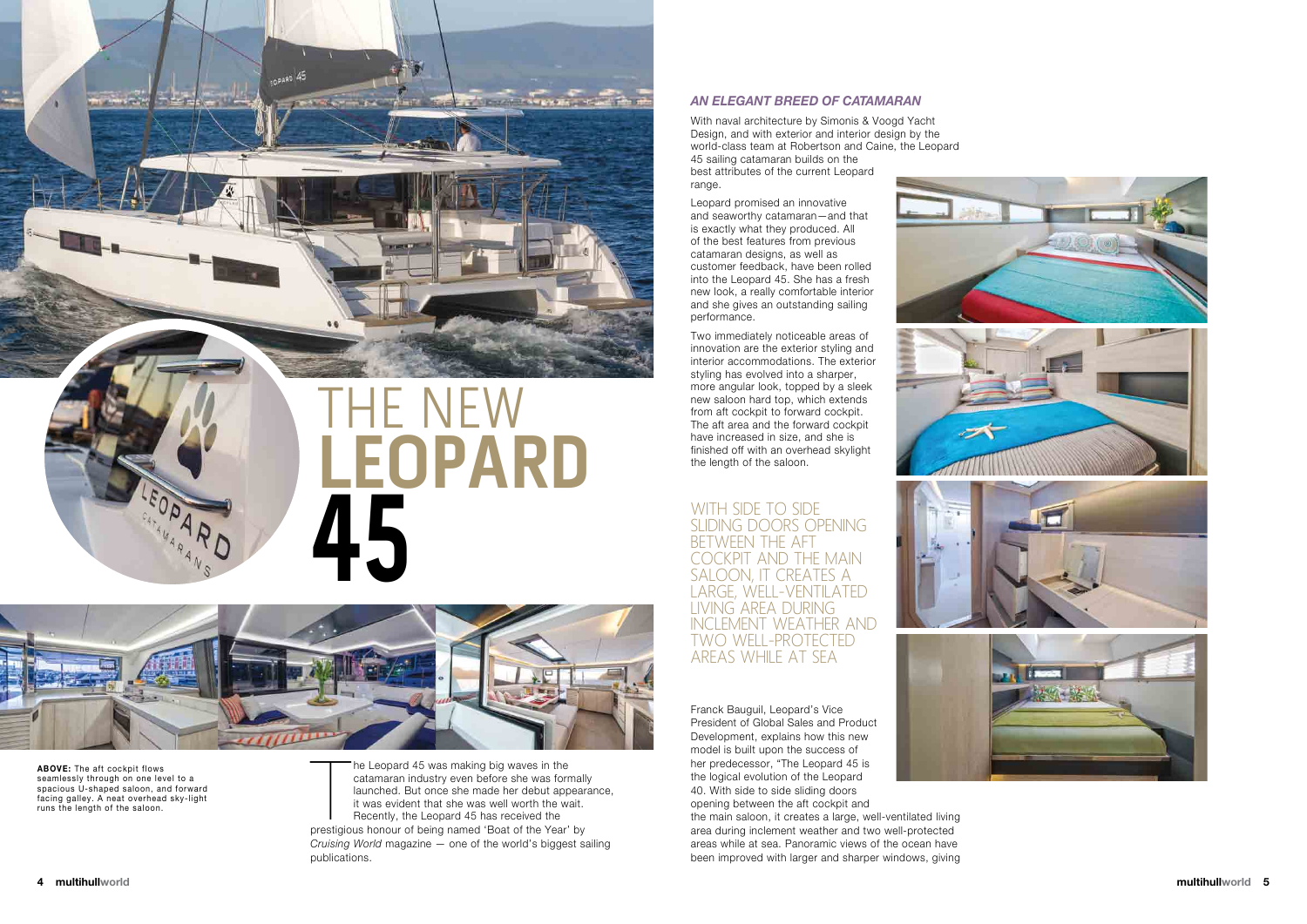# THE NEW **LEOPARD 45**

**ABOVE:** The aft cockpit flows seamlessly through on one level to a spacious U-shaped saloon, and forward facing galley. A neat overhead sky-light runs the length of the saloon.

The Leopard 45 was making big waves in the catamaran industry even before she was formally launched. But once she made her debut appearance, it was evident that she was well worth the wait. Recently, the Leopard 45 has received the prestigious honour of being named 'Boat of the Year' by *Cruising World* magazine — one of the world's biggest sailing publications.

### *AN ELEGANT BREED OF CATAMARAN*

With naval architecture by Simonis & Voogd Yacht Design, and with exterior and interior design by the world-class team at Robertson and Caine, the Leopard 45 sailing catamaran builds on the best attributes of the current Leopard range.

Leopard promised an innovative and seaworthy catamaran—and that is exactly what they produced. All of the best features from previous catamaran designs, as well as customer feedback, have been rolled into the Leopard 45. She has a fresh new look, a really comfortable interior and she gives an outstanding sailing performance.

Two immediately noticeable areas of innovation are the exterior styling and interior accommodations. The exterior styling has evolved into a sharper, more angular look, topped by a sleek new saloon hard top, which extends from aft cockpit to forward cockpit. The aft area and the forward cockpit have increased in size, and she is finished off with an overhead skylight the length of the saloon.

> WITH SIDE TO SIDE SLIDING DOORS OPENING BETWEEN THE AFT COCKPIT AND THE MAIN SALOON, IT CREATES A LARGE, WELL-VENTILATED LIVING AREA DURING INCLEMENT WEATHER AND TWO WELL-PROTECTED AREAS WHILE AT SEA

Franck Bauguil, Leopard's Vice President of Global Sales and Product Development, explains how this new model is built upon the success of her predecessor, "The Leopard 45 is the logical evolution of the Leopard 40. With side to side sliding doors opening between the aft cockpit and the main saloon, it creates a large, well-ventilated living area during inclement weather and two well-protected areas while at sea. Panoramic views of the ocean have been improved with larger and sharper windows, giving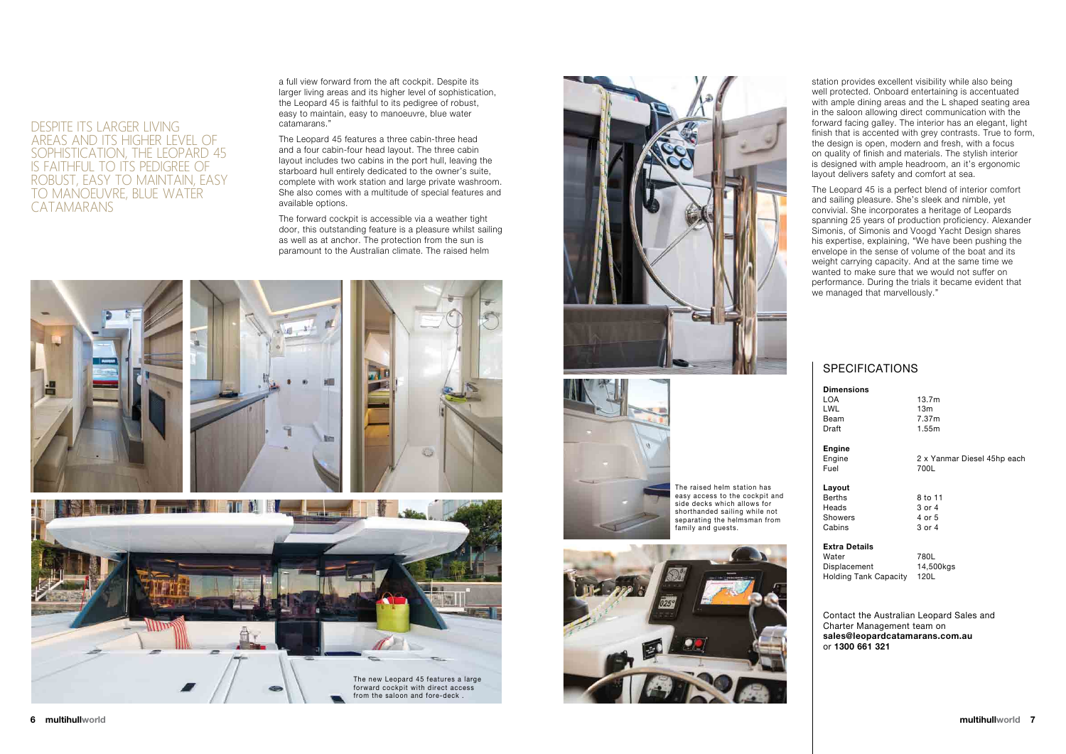DESPITE ITS LARGER LIVING AREAS AND ITS HIGHER LEVEL OF SOPHISTICATION, THE LEOPARD 45 IS FAITHFUL TO ITS PEDIGREE OF ROBUST, EASY TO MAINTAIN, EASY TO MANOEUVRE, BLUE WATER CATAMARANS

a full view forward from the aft cockpit. Despite its larger living areas and its higher level of sophistication, the Leopard 45 is faithful to its pedigree of robust, easy to maintain, easy to manoeuvre, blue water catamarans."

The Leopard 45 features a three cabin-three head and a four cabin-four head layout. The three cabin layout includes two cabins in the port hull, leaving the starboard hull entirely dedicated to the owner's suite, complete with work station and large private washroom. She also comes with a multitude of special features and available options.

The forward cockpit is accessible via a weather tight door, this outstanding feature is a pleasure whilst sailing as well as at anchor. The protection from the sun is paramount to the Australian climate. The raised helm station provides excellent visibility while also being well protected. Onboard entertaining is accentuated with ample dining areas and the L shaped seating area in the saloon allowing direct communication with the forward facing galley. The interior has an elegant, light finish that is accented with grey contrasts. True to form, the design is open, modern and fresh, with a focus on quality of finish and materials. The stylish interior is designed with ample headroom, an it's ergonomic layout delivers safety and comfort at sea.

The Leopard 45 is a perfect blend of interior comfort and sailing pleasure. She's sleek and nimble, yet convivial. She incorporates a heritage of Leopards spanning 25 years of production proficiency. Alexander Simonis, of Simonis and Voogd Yacht Design shares his expertise, explaining, "We have been pushing the envelope in the sense of volume of the boat and its weight carrying capacity. And at the same time we wanted to make sure that we would not suffer on performance. During the trials it became evident that we managed that marvellously."

The new Leopard 45 features a large forward cockpit with direct access from the saloon and fore-deck .

The raised helm station has easy access to the cockpit and side decks which allows for shorthanded sailing while not separating the helmsman from family and guests.

## SPECIFICATIONS

| **Dimensions** | |
|---|---|
| LOA | 13.7m |
| LWL | 13m |
| Beam | 7.37m |
| Draft | 1.55m |
| **Engine** | |
| Engine | 2 x Yanmar Diesel 45hp each |
| Fuel | 700L |
| **Layout** | |
| Berths | 8 to 11 |
| Heads | 3 or 4 |
| Showers | 4 or 5 |
| Cabins | 3 or 4 |
| **Extra Details** | |
| Water | 780L |
| Displacement | 14,500kgs |
| Holding Tank Capacity | 120L |

Contact the Australian Leopard Sales and Charter Management team on **sales@leopardcatamarans.com.au** or **1300 661 321**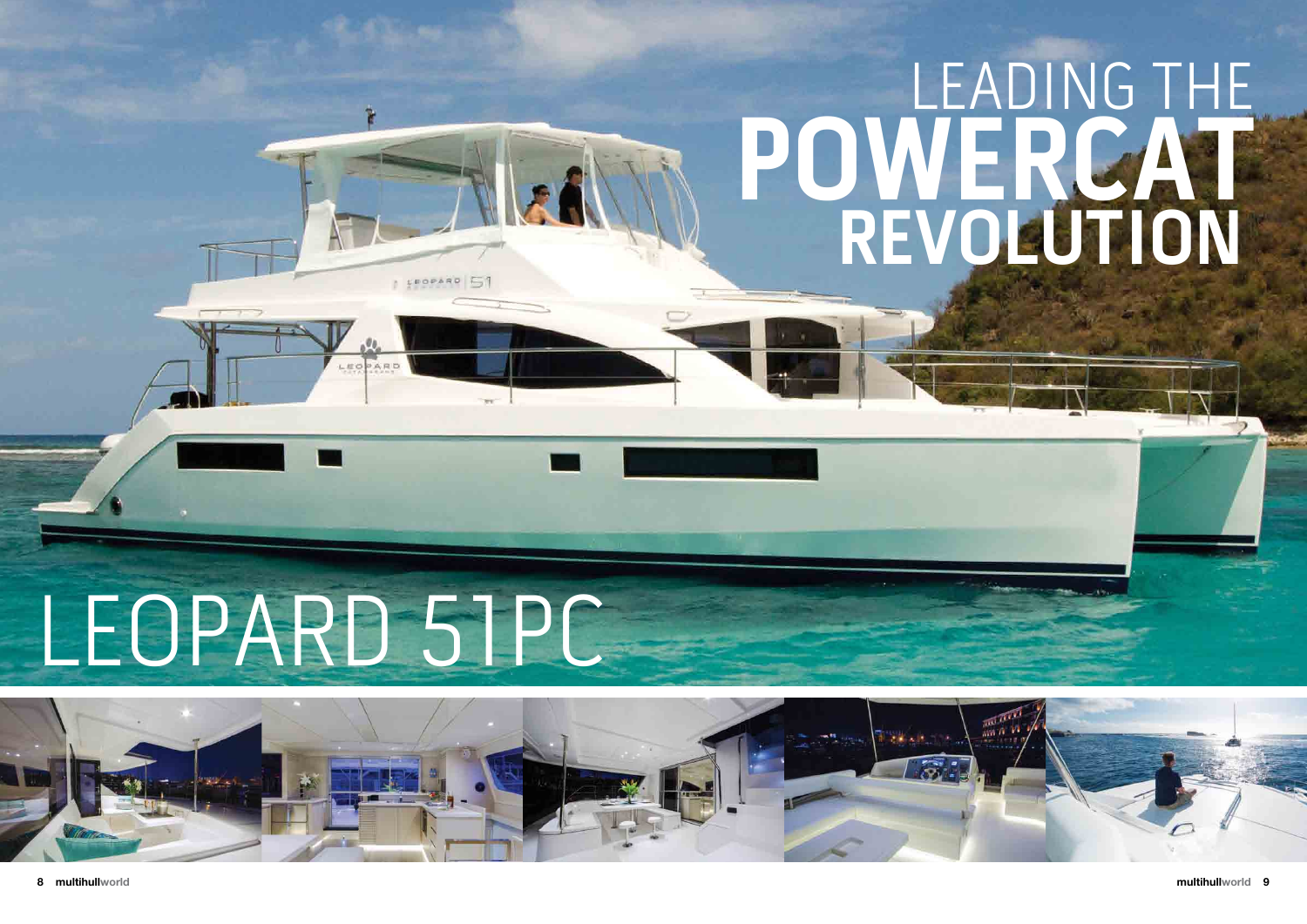# LEADING THE POWERCAT REVOLUTION

# LEOPARD 51PC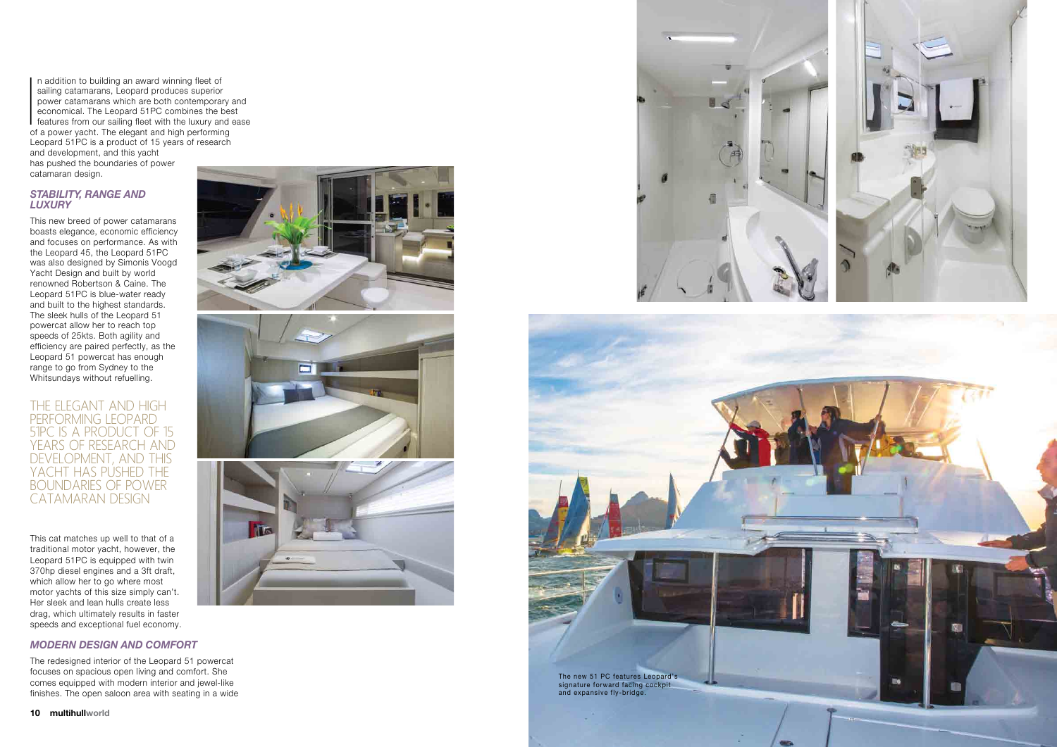In addition to building an award winning fleet of sailing catamarans, Leopard produces superior power catamarans which are both contemporary and economical. The Leopard 51PC combines the best features from our sailing fleet with the luxury and ease of a power yacht. The elegant and high performing Leopard 51PC is a product of 15 years of research and development, and this yacht has pushed the boundaries of power catamaran design.

### *STABILITY, RANGE AND LUXURY*

This new breed of power catamarans boasts elegance, economic efficiency and focuses on performance. As with the Leopard 45, the Leopard 51PC was also designed by Simonis Voogd Yacht Design and built by world renowned Robertson & Caine. The Leopard 51PC is blue-water ready and built to the highest standards. The sleek hulls of the Leopard 51 powercat allow her to reach top speeds of 25kts. Both agility and efficiency are paired perfectly, as the Leopard 51 powercat has enough range to go from Sydney to the Whitsundays without refuelling.

THE ELEGANT AND HIGH PERFORMING LEOPARD 51PC IS A PRODUCT OF 15 YEARS OF RESEARCH AND DEVELOPMENT, AND THIS YACHT HAS PUSHED THE BOUNDARIES OF POWER CATAMARAN DESIGN

This cat matches up well to that of a traditional motor yacht, however, the Leopard 51PC is equipped with twin 370hp diesel engines and a 3ft draft, which allow her to go where most motor yachts of this size simply can't. Her sleek and lean hulls create less drag, which ultimately results in faster speeds and exceptional fuel economy.

### *MODERN DESIGN AND COMFORT*

The redesigned interior of the Leopard 51 powercat focuses on spacious open living and comfort. She comes equipped with modern interior and jewel-like finishes. The open saloon area with seating in a wide

The new 51 PC features Leopard's signature forward facing cockpit and expansive fly-bridge.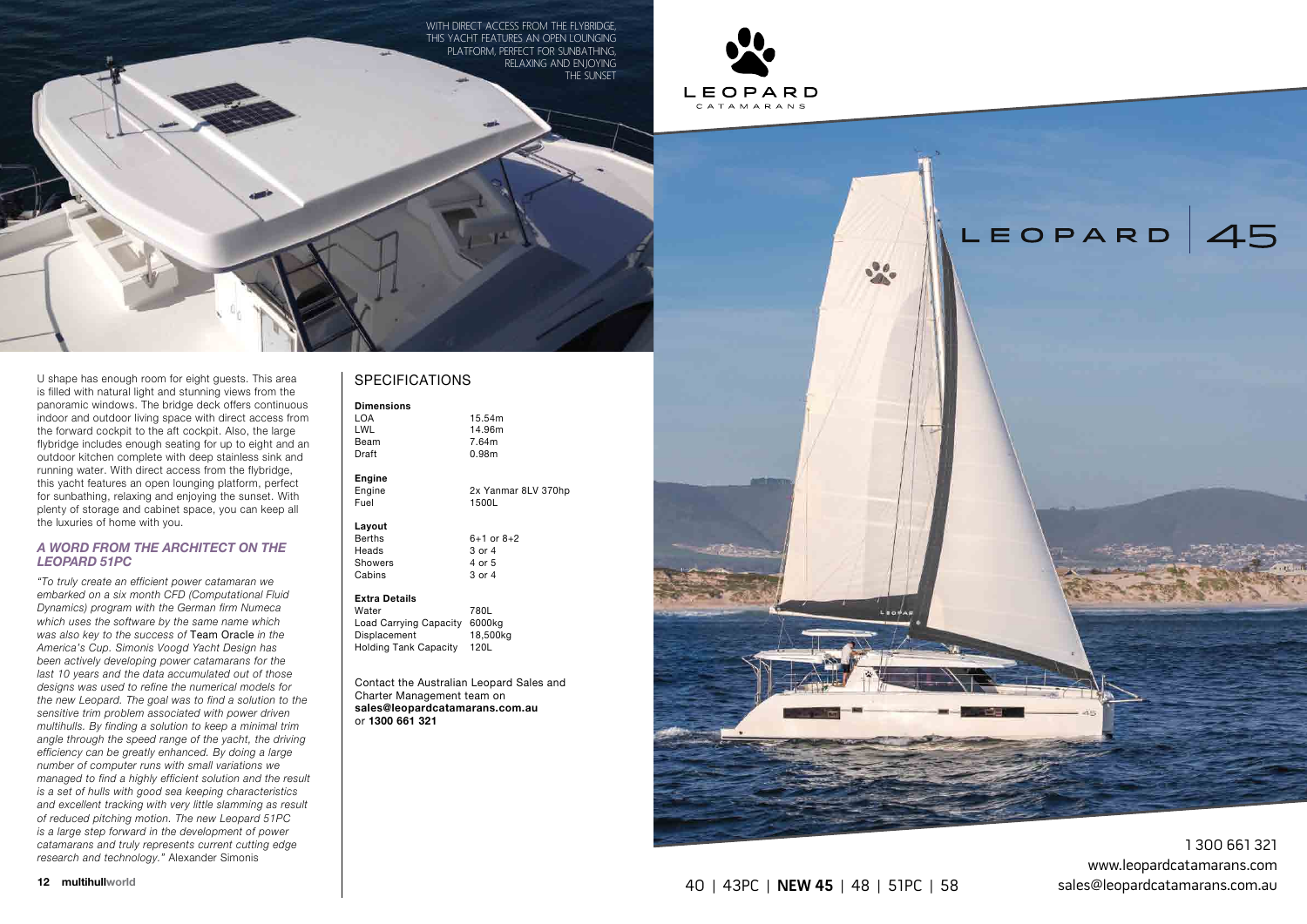WITH DIRECT ACCESS FROM THE FLYBRIDGE, THIS YACHT FEATURES AN OPEN LOUNGING PLATFORM, PERFECT FOR SUNBATHING, RELAXING AND ENJOYING THE SUNSET

U shape has enough room for eight guests. This area is filled with natural light and stunning views from the panoramic windows. The bridge deck offers continuous indoor and outdoor living space with direct access from the forward cockpit to the aft cockpit. Also, the large flybridge includes enough seating for up to eight and an outdoor kitchen complete with deep stainless sink and running water. With direct access from the flybridge, this yacht features an open lounging platform, perfect for sunbathing, relaxing and enjoying the sunset. With plenty of storage and cabinet space, you can keep all the luxuries of home with you.

### *A WORD FROM THE ARCHITECT ON THE LEOPARD 51PC*

*"To truly create an efficient power catamaran we embarked on a six month CFD (Computational Fluid Dynamics) program with the German firm Numeca which uses the software by the same name which was also key to the success of* Team Oracle *in the America's Cup. Simonis Voogd Yacht Design has been actively developing power catamarans for the last 10 years and the data accumulated out of those designs was used to refine the numerical models for the new Leopard. The goal was to find a solution to the sensitive trim problem associated with power driven multihulls. By finding a solution to keep a minimal trim angle through the speed range of the yacht, the driving efficiency can be greatly enhanced. By doing a large number of computer runs with small variations we managed to find a highly efficient solution and the result is a set of hulls with good sea keeping characteristics and excellent tracking with very little slamming as result of reduced pitching motion. The new Leopard 51PC is a large step forward in the development of power catamarans and truly represents current cutting edge research and technology."* Alexander Simonis

## SPECIFICATIONS

**Dimensions**

| | |
|---|---|
| LOA | 15.54m |
| LWL | 14.96m |
| Beam | 7.64m |
| Draft | 0.98m |

**Engine**

| | |
|---|---|
| Engine | 2x Yanmar 8LV 370hp |
| Fuel | 1500L |

**Layout**

| | |
|---|---|
| Berths | 6+1 or 8+2 |
| Heads | 3 or 4 |
| Showers | 4 or 5 |
| Cabins | 3 or 4 |

**Extra Details**

| | |
|---|---|
| Water | 780L |
| Load Carrying Capacity | 6000kg |
| Displacement | 18,500kg |
| Holding Tank Capacity | 120L |

Contact the Australian Leopard Sales and Charter Management team on **sales@leopardcatamarans.com.au** or **1300 661 321**

LEOPARD CATAMARANS

LEOPARD | 45

40 | 43PC | **NEW 45** | 48 | 51PC | 58

1 300 661 321
www.leopardcatamarans.com
sales@leopardcatamarans.com.au